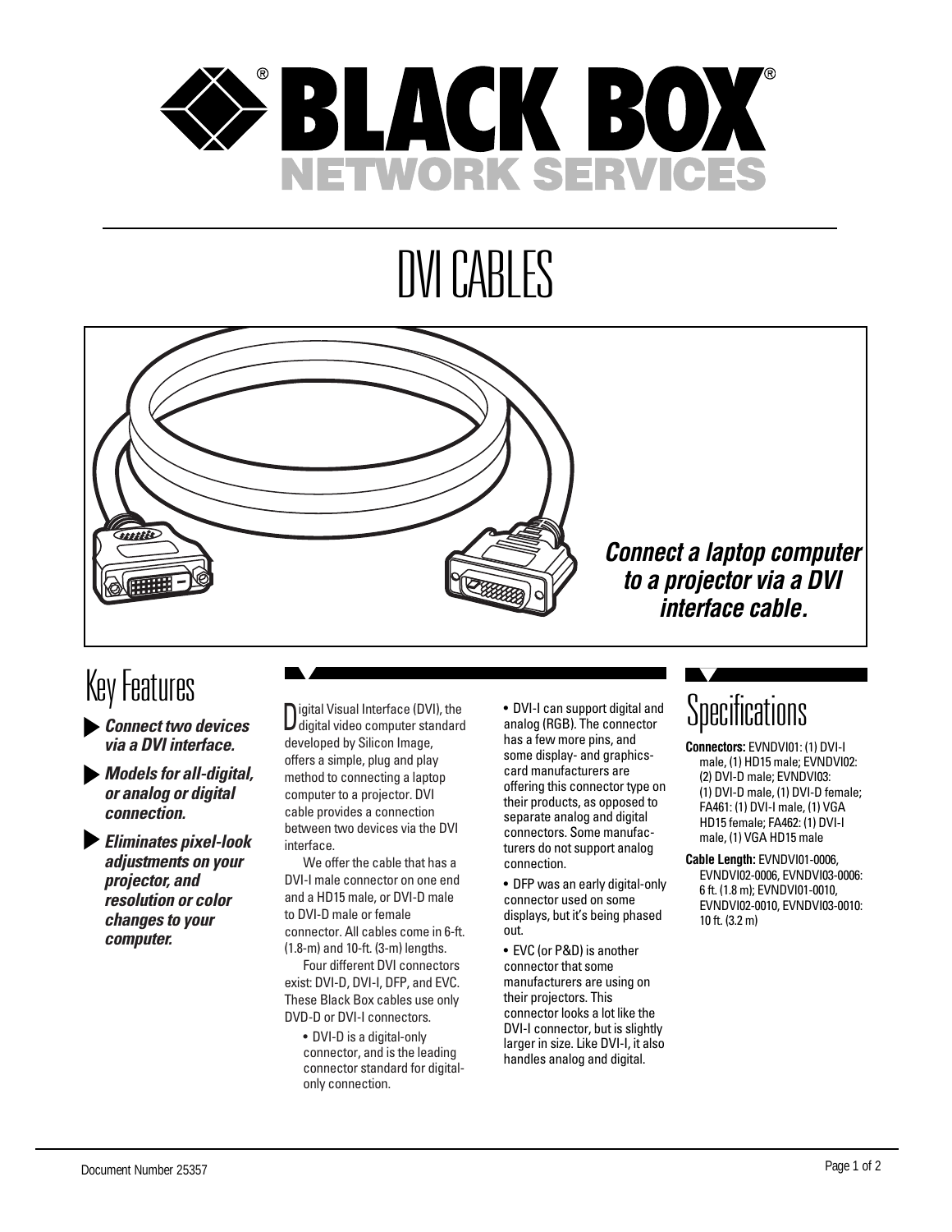# BLACK BOX NETWORK SERVICES

# DVI CABLES

*Connect a laptop computer to a projector via a DVI interface cable.*

## Key Features

- ***Connect two devices via a DVI interface.***
- ***Models for all-digital, or analog or digital connection.***
- ***Eliminates pixel-look adjustments on your projector, and resolution or color changes to your computer.***

Digital Visual Interface (DVI), the digital video computer standard developed by Silicon Image, offers a simple, plug and play method to connecting a laptop computer to a projector. DVI cable provides a connection between two devices via the DVI interface.

We offer the cable that has a DVI-I male connector on one end and a HD15 male, or DVI-D male to DVI-D male or female connector. All cables come in 6-ft. (1.8-m) and 10-ft. (3-m) lengths.

Four different DVI connectors exist: DVI-D, DVI-I, DFP, and EVC. These Black Box cables use only DVD-D or DVI-I connectors.

- DVI-D is a digital-only connector, and is the leading connector standard for digital-only connection.
- DVI-I can support digital and analog (RGB). The connector has a few more pins, and some display- and graphics-card manufacturers are offering this connector type on their products, as opposed to separate analog and digital connectors. Some manufacturers do not support analog connection.
- DFP was an early digital-only connector used on some displays, but it's being phased out.
- EVC (or P&D) is another connector that some manufacturers are using on their projectors. This connector looks a lot like the DVI-I connector, but is slightly larger in size. Like DVI-I, it also handles analog and digital.

## Specifications

**Connectors:** EVNDVI01: (1) DVI-I male, (1) HD15 male; EVNDVI02: (2) DVI-D male; EVNDVI03: (1) DVI-D male, (1) DVI-D female; FA461: (1) DVI-I male, (1) VGA HD15 female; FA462: (1) DVI-I male, (1) VGA HD15 male

**Cable Length:** EVNDVI01-0006, EVNDVI02-0006, EVNDVI03-0006: 6 ft. (1.8 m); EVNDVI01-0010, EVNDVI02-0010, EVNDVI03-0010: 10 ft. (3.2 m)

Document Number 25357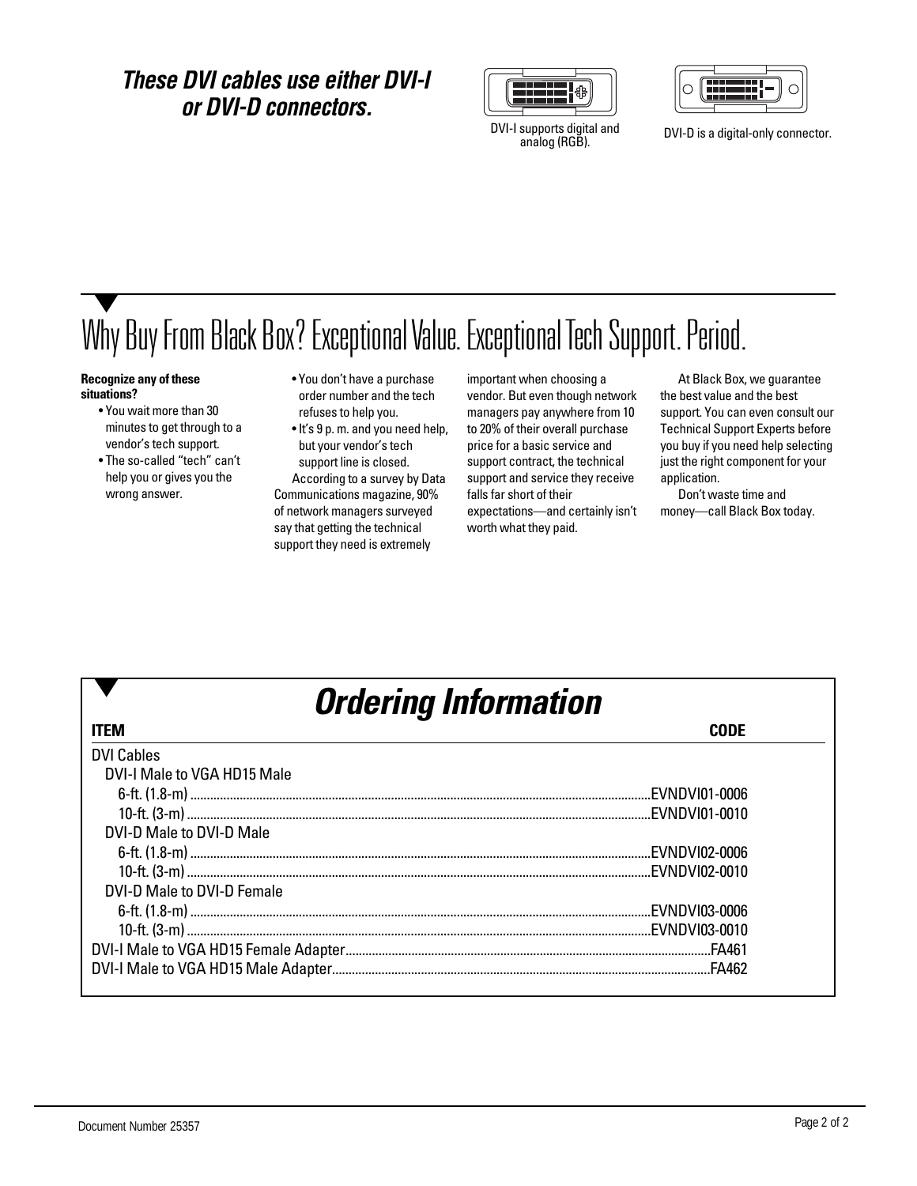***These DVI cables use either DVI-I or DVI-D connectors.***

DVI-I supports digital and analog (RGB).

DVI-D is a digital-only connector.

# Why Buy From Black Box? Exceptional Value. Exceptional Tech Support. Period.

**Recognize any of these situations?**

- You wait more than 30 minutes to get through to a vendor's tech support.
- The so-called "tech" can't help you or gives you the wrong answer.
- You don't have a purchase order number and the tech refuses to help you.
- It's 9 p. m. and you need help, but your vendor's tech support line is closed.

According to a survey by Data Communications magazine, 90% of network managers surveyed say that getting the technical support they need is extremely important when choosing a vendor. But even though network managers pay anywhere from 10 to 20% of their overall purchase price for a basic service and support contract, the technical support and service they receive falls far short of their expectations—and certainly isn't worth what they paid.

At Black Box, we guarantee the best value and the best support. You can even consult our Technical Support Experts before you buy if you need help selecting just the right component for your application.

Don't waste time and money—call Black Box today.

## *Ordering Information*

| ITEM | CODE |
|---|---|
| DVI Cables | |
| DVI-I Male to VGA HD15 Male | |
| 6-ft. (1.8-m) | EVNDVI01-0006 |
| 10-ft. (3-m) | EVNDVI01-0010 |
| DVI-D Male to DVI-D Male | |
| 6-ft. (1.8-m) | EVNDVI02-0006 |
| 10-ft. (3-m) | EVNDVI02-0010 |
| DVI-D Male to DVI-D Female | |
| 6-ft. (1.8-m) | EVNDVI03-0006 |
| 10-ft. (3-m) | EVNDVI03-0010 |
| DVI-I Male to VGA HD15 Female Adapter | FA461 |
| DVI-I Male to VGA HD15 Male Adapter | FA462 |

Document Number 25357